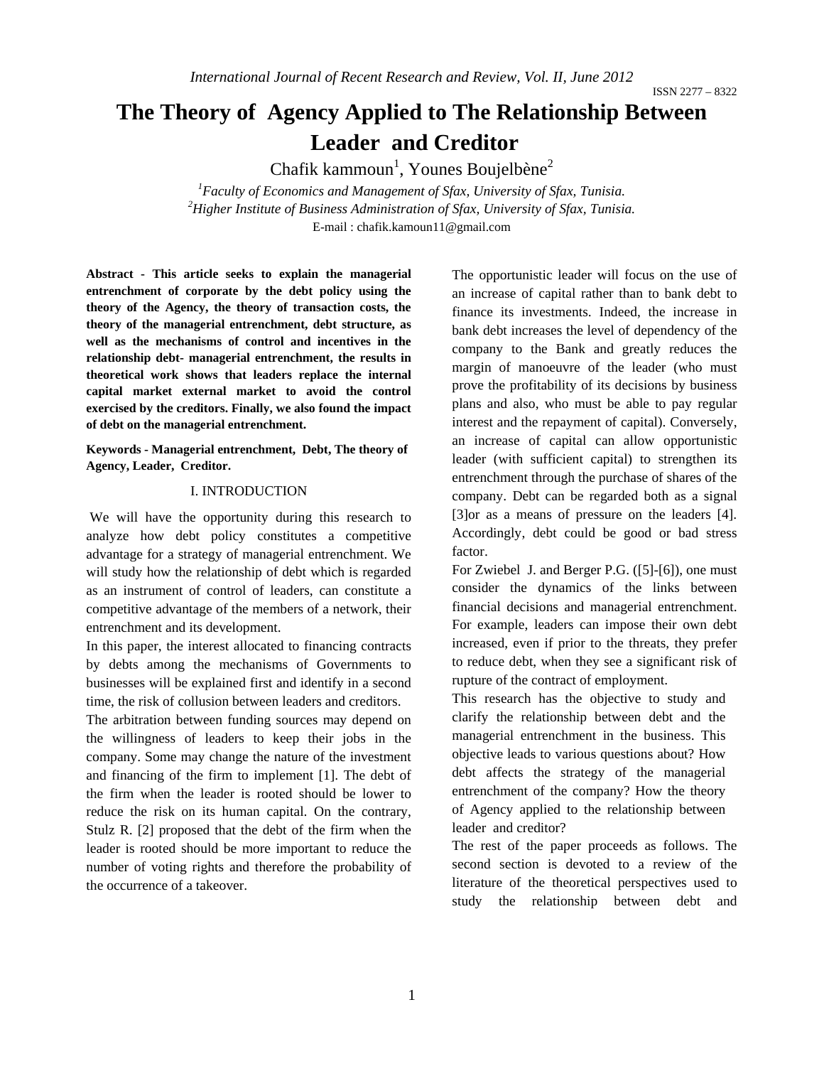# The Theory of Agency Applied to The Relationship Between Leader and Creditor

Chafik kammoun[1], Younes Boujelbène[2]

[1]*Faculty of Economics and Management of Sfax, University of Sfax, Tunisia.*
[2]*Higher Institute of Business Administration of Sfax, University of Sfax, Tunisia.*
E-mail : chafik.kamoun11@gmail.com

**Abstract - This article seeks to explain the managerial entrenchment of corporate by the debt policy using the theory of the Agency, the theory of transaction costs, the theory of the managerial entrenchment, debt structure, as well as the mechanisms of control and incentives in the relationship debt- managerial entrenchment, the results in theoretical work shows that leaders replace the internal capital market external market to avoid the control exercised by the creditors. Finally, we also found the impact of debt on the managerial entrenchment.**

**Keywords - Managerial entrenchment, Debt, The theory of Agency, Leader, Creditor.**

## I. INTRODUCTION

We will have the opportunity during this research to analyze how debt policy constitutes a competitive advantage for a strategy of managerial entrenchment. We will study how the relationship of debt which is regarded as an instrument of control of leaders, can constitute a competitive advantage of the members of a network, their entrenchment and its development.

In this paper, the interest allocated to financing contracts by debts among the mechanisms of Governments to businesses will be explained first and identify in a second time, the risk of collusion between leaders and creditors.

The arbitration between funding sources may depend on the willingness of leaders to keep their jobs in the company. Some may change the nature of the investment and financing of the firm to implement [1]. The debt of the firm when the leader is rooted should be lower to reduce the risk on its human capital. On the contrary, Stulz R. [2] proposed that the debt of the firm when the leader is rooted should be more important to reduce the number of voting rights and therefore the probability of the occurrence of a takeover.

The opportunistic leader will focus on the use of an increase of capital rather than to bank debt to finance its investments. Indeed, the increase in bank debt increases the level of dependency of the company to the Bank and greatly reduces the margin of manoeuvre of the leader (who must prove the profitability of its decisions by business plans and also, who must be able to pay regular interest and the repayment of capital). Conversely, an increase of capital can allow opportunistic leader (with sufficient capital) to strengthen its entrenchment through the purchase of shares of the company. Debt can be regarded both as a signal [3]or as a means of pressure on the leaders [4]. Accordingly, debt could be good or bad stress factor.

For Zwiebel J. and Berger P.G. ([5]-[6]), one must consider the dynamics of the links between financial decisions and managerial entrenchment. For example, leaders can impose their own debt increased, even if prior to the threats, they prefer to reduce debt, when they see a significant risk of rupture of the contract of employment.

This research has the objective to study and clarify the relationship between debt and the managerial entrenchment in the business. This objective leads to various questions about? How debt affects the strategy of the managerial entrenchment of the company? How the theory of Agency applied to the relationship between leader and creditor?

The rest of the paper proceeds as follows. The second section is devoted to a review of the literature of the theoretical perspectives used to study the relationship between debt and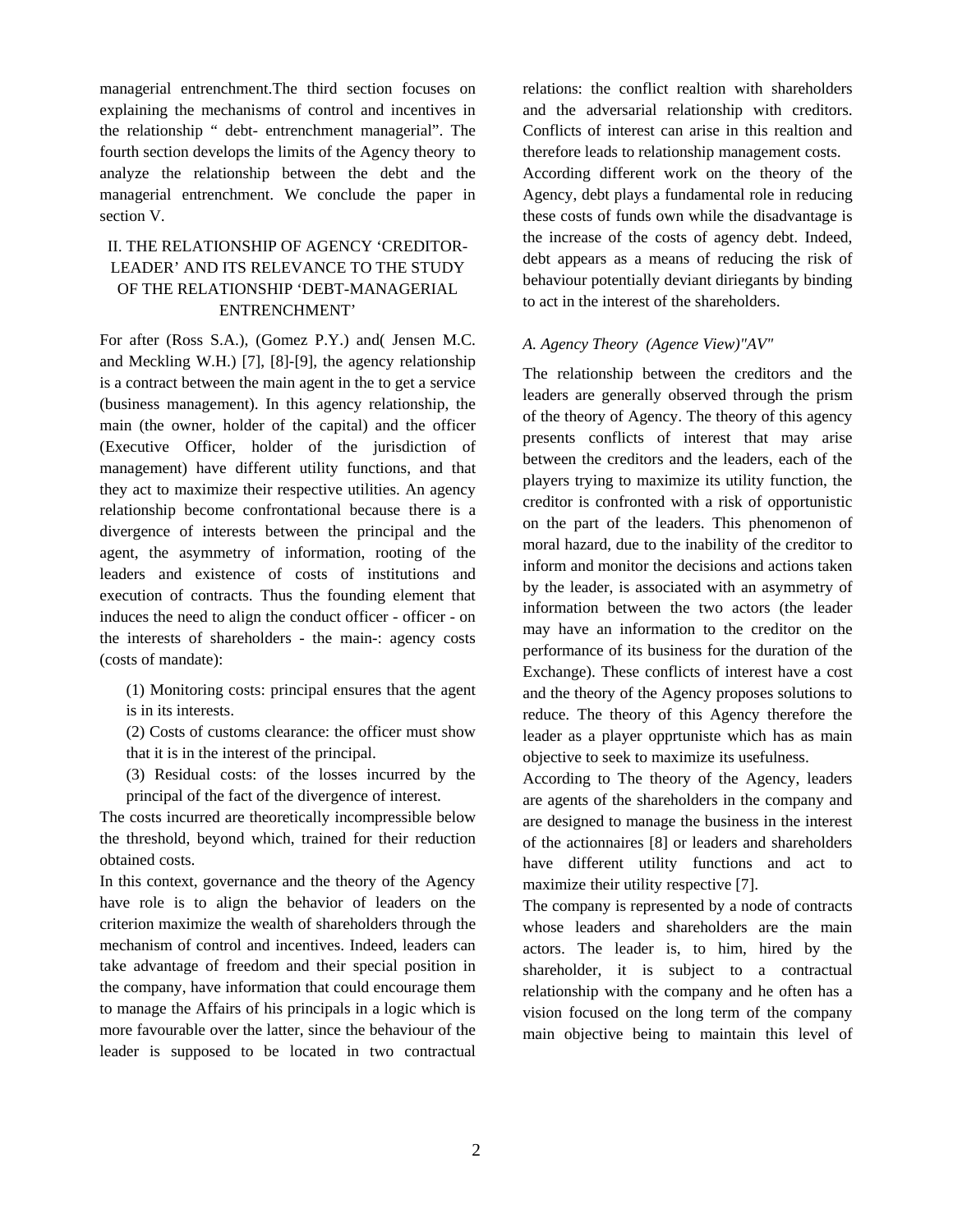managerial entrenchment.The third section focuses on explaining the mechanisms of control and incentives in the relationship " debt- entrenchment managerial". The fourth section develops the limits of the Agency theory to analyze the relationship between the debt and the managerial entrenchment. We conclude the paper in section V.

## II. THE RELATIONSHIP OF AGENCY 'CREDITOR-LEADER' AND ITS RELEVANCE TO THE STUDY OF THE RELATIONSHIP 'DEBT-MANAGERIAL ENTRENCHMENT'

For after (Ross S.A.), (Gomez P.Y.) and( Jensen M.C. and Meckling W.H.) [7], [8]-[9], the agency relationship is a contract between the main agent in the to get a service (business management). In this agency relationship, the main (the owner, holder of the capital) and the officer (Executive Officer, holder of the jurisdiction of management) have different utility functions, and that they act to maximize their respective utilities. An agency relationship become confrontational because there is a divergence of interests between the principal and the agent, the asymmetry of information, rooting of the leaders and existence of costs of institutions and execution of contracts. Thus the founding element that induces the need to align the conduct officer - officer - on the interests of shareholders - the main-: agency costs (costs of mandate):

(1) Monitoring costs: principal ensures that the agent is in its interests.

(2) Costs of customs clearance: the officer must show that it is in the interest of the principal.

(3) Residual costs: of the losses incurred by the principal of the fact of the divergence of interest.

The costs incurred are theoretically incompressible below the threshold, beyond which, trained for their reduction obtained costs.

In this context, governance and the theory of the Agency have role is to align the behavior of leaders on the criterion maximize the wealth of shareholders through the mechanism of control and incentives. Indeed, leaders can take advantage of freedom and their special position in the company, have information that could encourage them to manage the Affairs of his principals in a logic which is more favourable over the latter, since the behaviour of the leader is supposed to be located in two contractual relations: the conflict realtion with shareholders and the adversarial relationship with creditors. Conflicts of interest can arise in this realtion and therefore leads to relationship management costs.

According different work on the theory of the Agency, debt plays a fundamental role in reducing these costs of funds own while the disadvantage is the increase of the costs of agency debt. Indeed, debt appears as a means of reducing the risk of behaviour potentially deviant diriegants by binding to act in the interest of the shareholders.

### *A. Agency Theory (Agence View)"AV"*

The relationship between the creditors and the leaders are generally observed through the prism of the theory of Agency. The theory of this agency presents conflicts of interest that may arise between the creditors and the leaders, each of the players trying to maximize its utility function, the creditor is confronted with a risk of opportunistic on the part of the leaders. This phenomenon of moral hazard, due to the inability of the creditor to inform and monitor the decisions and actions taken by the leader, is associated with an asymmetry of information between the two actors (the leader may have an information to the creditor on the performance of its business for the duration of the Exchange). These conflicts of interest have a cost and the theory of the Agency proposes solutions to reduce. The theory of this Agency therefore the leader as a player opprtuniste which has as main objective to seek to maximize its usefulness.

According to The theory of the Agency, leaders are agents of the shareholders in the company and are designed to manage the business in the interest of the actionnaires [8] or leaders and shareholders have different utility functions and act to maximize their utility respective [7].

The company is represented by a node of contracts whose leaders and shareholders are the main actors. The leader is, to him, hired by the shareholder, it is subject to a contractual relationship with the company and he often has a vision focused on the long term of the company main objective being to maintain this level of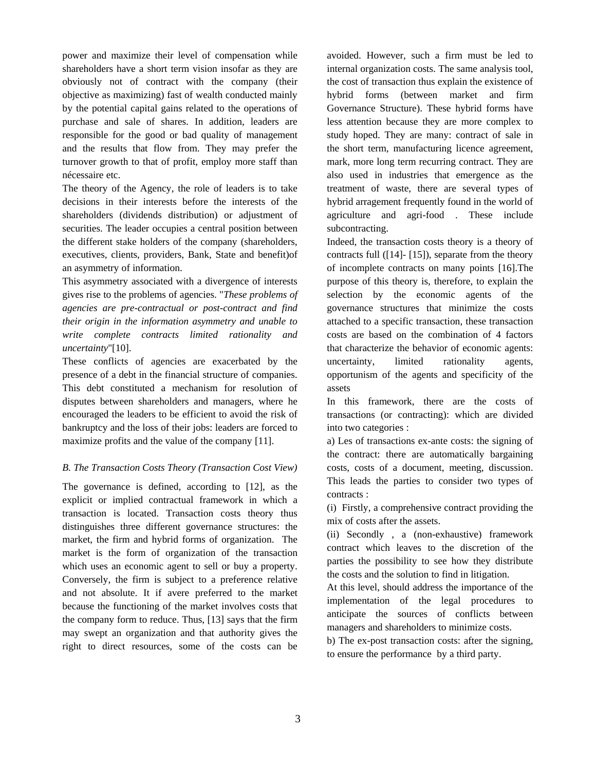power and maximize their level of compensation while shareholders have a short term vision insofar as they are obviously not of contract with the company (their objective as maximizing) fast of wealth conducted mainly by the potential capital gains related to the operations of purchase and sale of shares. In addition, leaders are responsible for the good or bad quality of management and the results that flow from. They may prefer the turnover growth to that of profit, employ more staff than nécessaire etc.

The theory of the Agency, the role of leaders is to take decisions in their interests before the interests of the shareholders (dividends distribution) or adjustment of securities. The leader occupies a central position between the different stake holders of the company (shareholders, executives, clients, providers, Bank, State and benefit)of an asymmetry of information.

This asymmetry associated with a divergence of interests gives rise to the problems of agencies. "*These problems of agencies are pre-contractual or post-contract and find their origin in the information asymmetry and unable to write complete contracts limited rationality and uncertainty*"[10].

These conflicts of agencies are exacerbated by the presence of a debt in the financial structure of companies. This debt constituted a mechanism for resolution of disputes between shareholders and managers, where he encouraged the leaders to be efficient to avoid the risk of bankruptcy and the loss of their jobs: leaders are forced to maximize profits and the value of the company [11].

### *B. The Transaction Costs Theory (Transaction Cost View)*

The governance is defined, according to [12], as the explicit or implied contractual framework in which a transaction is located. Transaction costs theory thus distinguishes three different governance structures: the market, the firm and hybrid forms of organization. The market is the form of organization of the transaction which uses an economic agent to sell or buy a property. Conversely, the firm is subject to a preference relative and not absolute. It if avere preferred to the market because the functioning of the market involves costs that the company form to reduce. Thus, [13] says that the firm may swept an organization and that authority gives the right to direct resources, some of the costs can be avoided. However, such a firm must be led to internal organization costs. The same analysis tool, the cost of transaction thus explain the existence of hybrid forms (between market and firm Governance Structure). These hybrid forms have less attention because they are more complex to study hoped. They are many: contract of sale in the short term, manufacturing licence agreement, mark, more long term recurring contract. They are also used in industries that emergence as the treatment of waste, there are several types of hybrid arragement frequently found in the world of agriculture and agri-food . These include subcontracting.

Indeed, the transaction costs theory is a theory of contracts full ([14]- [15]), separate from the theory of incomplete contracts on many points [16].The purpose of this theory is, therefore, to explain the selection by the economic agents of the governance structures that minimize the costs attached to a specific transaction, these transaction costs are based on the combination of 4 factors that characterize the behavior of economic agents: uncertainty, limited rationality agents, opportunism of the agents and specificity of the assets

In this framework, there are the costs of transactions (or contracting): which are divided into two categories :

a) Les of transactions ex-ante costs: the signing of the contract: there are automatically bargaining costs, costs of a document, meeting, discussion. This leads the parties to consider two types of contracts :

(i) Firstly, a comprehensive contract providing the mix of costs after the assets.

(ii) Secondly , a (non-exhaustive) framework contract which leaves to the discretion of the parties the possibility to see how they distribute the costs and the solution to find in litigation.

At this level, should address the importance of the implementation of the legal procedures to anticipate the sources of conflicts between managers and shareholders to minimize costs.

b) The ex-post transaction costs: after the signing, to ensure the performance by a third party.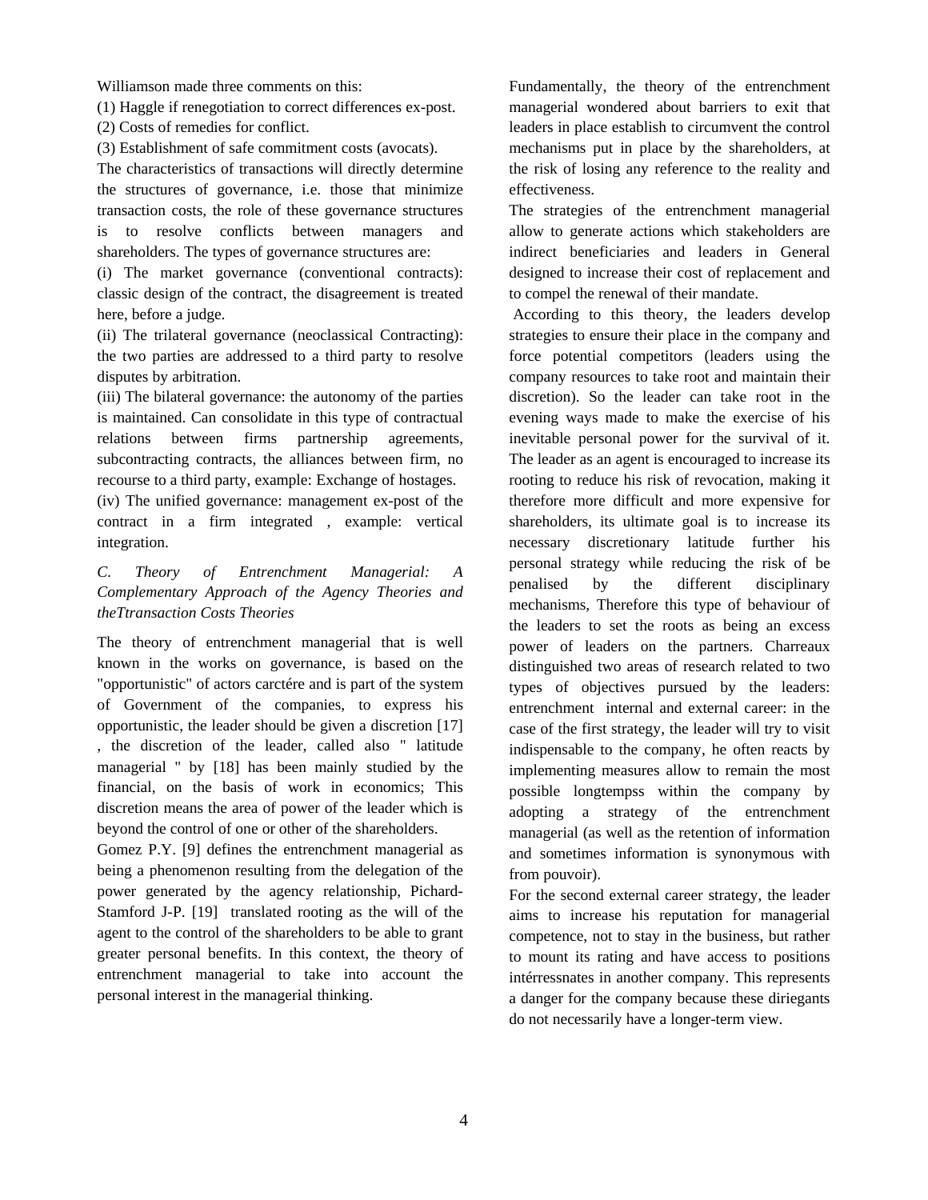Williamson made three comments on this:

(1) Haggle if renegotiation to correct differences ex-post.

(2) Costs of remedies for conflict.

(3) Establishment of safe commitment costs (avocats).

The characteristics of transactions will directly determine the structures of governance, i.e. those that minimize transaction costs, the role of these governance structures is to resolve conflicts between managers and shareholders. The types of governance structures are:

(i) The market governance (conventional contracts): classic design of the contract, the disagreement is treated here, before a judge.

(ii) The trilateral governance (neoclassical Contracting): the two parties are addressed to a third party to resolve disputes by arbitration.

(iii) The bilateral governance: the autonomy of the parties is maintained. Can consolidate in this type of contractual relations between firms partnership agreements, subcontracting contracts, the alliances between firm, no recourse to a third party, example: Exchange of hostages.

(iv) The unified governance: management ex-post of the contract in a firm integrated , example: vertical integration.

### *C. Theory of Entrenchment Managerial: A Complementary Approach of the Agency Theories and theTtransaction Costs Theories*

The theory of entrenchment managerial that is well known in the works on governance, is based on the "opportunistic" of actors carctére and is part of the system of Government of the companies, to express his opportunistic, the leader should be given a discretion [17] , the discretion of the leader, called also " latitude managerial " by [18] has been mainly studied by the financial, on the basis of work in economics; This discretion means the area of power of the leader which is beyond the control of one or other of the shareholders.

Gomez P.Y. [9] defines the entrenchment managerial as being a phenomenon resulting from the delegation of the power generated by the agency relationship, Pichard-Stamford J-P. [19] translated rooting as the will of the agent to the control of the shareholders to be able to grant greater personal benefits. In this context, the theory of entrenchment managerial to take into account the personal interest in the managerial thinking.

Fundamentally, the theory of the entrenchment managerial wondered about barriers to exit that leaders in place establish to circumvent the control mechanisms put in place by the shareholders, at the risk of losing any reference to the reality and effectiveness.

The strategies of the entrenchment managerial allow to generate actions which stakeholders are indirect beneficiaries and leaders in General designed to increase their cost of replacement and to compel the renewal of their mandate.

According to this theory, the leaders develop strategies to ensure their place in the company and force potential competitors (leaders using the company resources to take root and maintain their discretion). So the leader can take root in the evening ways made to make the exercise of his inevitable personal power for the survival of it. The leader as an agent is encouraged to increase its rooting to reduce his risk of revocation, making it therefore more difficult and more expensive for shareholders, its ultimate goal is to increase its necessary discretionary latitude further his personal strategy while reducing the risk of be penalised by the different disciplinary mechanisms, Therefore this type of behaviour of the leaders to set the roots as being an excess power of leaders on the partners. Charreaux distinguished two areas of research related to two types of objectives pursued by the leaders: entrenchment internal and external career: in the case of the first strategy, the leader will try to visit indispensable to the company, he often reacts by implementing measures allow to remain the most possible longtempss within the company by adopting a strategy of the entrenchment managerial (as well as the retention of information and sometimes information is synonymous with from pouvoir).

For the second external career strategy, the leader aims to increase his reputation for managerial competence, not to stay in the business, but rather to mount its rating and have access to positions intérressnates in another company. This represents a danger for the company because these diriegants do not necessarily have a longer-term view.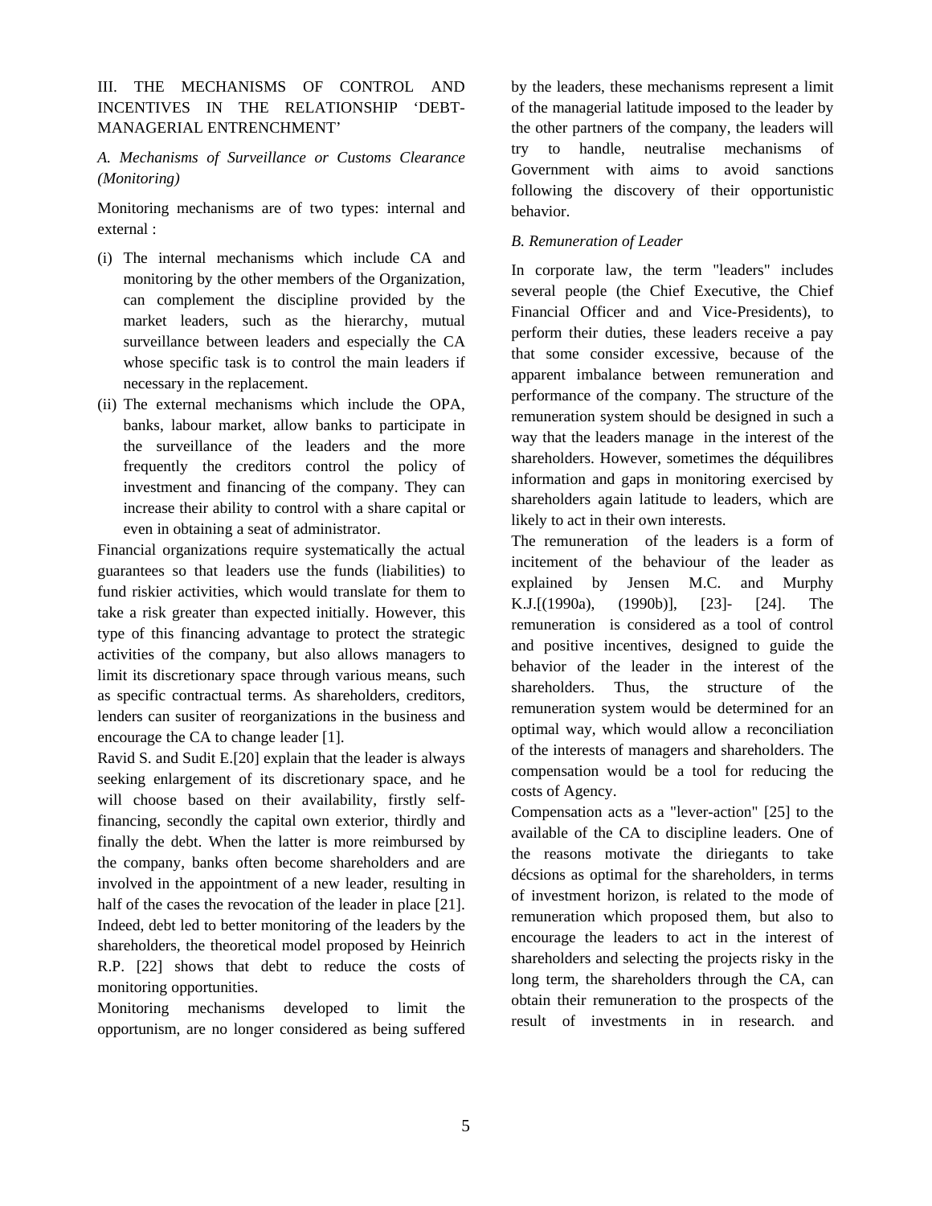## III. THE MECHANISMS OF CONTROL AND INCENTIVES IN THE RELATIONSHIP 'DEBT-MANAGERIAL ENTRENCHMENT'

### *A. Mechanisms of Surveillance or Customs Clearance (Monitoring)*

Monitoring mechanisms are of two types: internal and external :

(i) The internal mechanisms which include CA and monitoring by the other members of the Organization, can complement the discipline provided by the market leaders, such as the hierarchy, mutual surveillance between leaders and especially the CA whose specific task is to control the main leaders if necessary in the replacement.

(ii) The external mechanisms which include the OPA, banks, labour market, allow banks to participate in the surveillance of the leaders and the more frequently the creditors control the policy of investment and financing of the company. They can increase their ability to control with a share capital or even in obtaining a seat of administrator.

Financial organizations require systematically the actual guarantees so that leaders use the funds (liabilities) to fund riskier activities, which would translate for them to take a risk greater than expected initially. However, this type of this financing advantage to protect the strategic activities of the company, but also allows managers to limit its discretionary space through various means, such as specific contractual terms. As shareholders, creditors, lenders can susiter of reorganizations in the business and encourage the CA to change leader [1].

Ravid S. and Sudit E.[20] explain that the leader is always seeking enlargement of its discretionary space, and he will choose based on their availability, firstly self-financing, secondly the capital own exterior, thirdly and finally the debt. When the latter is more reimbursed by the company, banks often become shareholders and are involved in the appointment of a new leader, resulting in half of the cases the revocation of the leader in place [21]. Indeed, debt led to better monitoring of the leaders by the shareholders, the theoretical model proposed by Heinrich R.P. [22] shows that debt to reduce the costs of monitoring opportunities.

Monitoring mechanisms developed to limit the opportunism, are no longer considered as being suffered by the leaders, these mechanisms represent a limit of the managerial latitude imposed to the leader by the other partners of the company, the leaders will try to handle, neutralise mechanisms of Government with aims to avoid sanctions following the discovery of their opportunistic behavior.

### *B. Remuneration of Leader*

In corporate law, the term "leaders" includes several people (the Chief Executive, the Chief Financial Officer and and Vice-Presidents), to perform their duties, these leaders receive a pay that some consider excessive, because of the apparent imbalance between remuneration and performance of the company. The structure of the remuneration system should be designed in such a way that the leaders manage in the interest of the shareholders. However, sometimes the déquilibres information and gaps in monitoring exercised by shareholders again latitude to leaders, which are likely to act in their own interests.

The remuneration of the leaders is a form of incitement of the behaviour of the leader as explained by Jensen M.C. and Murphy K.J.[(1990a), (1990b)], [23]- [24]. The remuneration is considered as a tool of control and positive incentives, designed to guide the behavior of the leader in the interest of the shareholders. Thus, the structure of the remuneration system would be determined for an optimal way, which would allow a reconciliation of the interests of managers and shareholders. The compensation would be a tool for reducing the costs of Agency.

Compensation acts as a "lever-action" [25] to the available of the CA to discipline leaders. One of the reasons motivate the diriegants to take décsions as optimal for the shareholders, in terms of investment horizon, is related to the mode of remuneration which proposed them, but also to encourage the leaders to act in the interest of shareholders and selecting the projects risky in the long term, the shareholders through the CA, can obtain their remuneration to the prospects of the result of investments in in research. and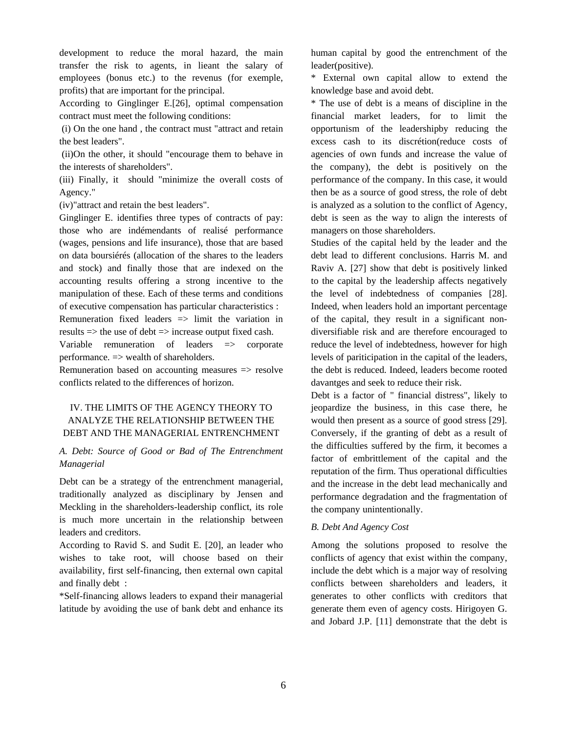development to reduce the moral hazard, the main transfer the risk to agents, in lieant the salary of employees (bonus etc.) to the revenus (for exemple, profits) that are important for the principal.

According to Ginglinger E.[26], optimal compensation contract must meet the following conditions:

(i) On the one hand , the contract must "attract and retain the best leaders".

(ii)On the other, it should "encourage them to behave in the interests of shareholders".

(iii) Finally, it should "minimize the overall costs of Agency."

(iv)"attract and retain the best leaders".

Ginglinger E. identifies three types of contracts of pay: those who are indémendants of realisé performance (wages, pensions and life insurance), those that are based on data boursiérés (allocation of the shares to the leaders and stock) and finally those that are indexed on the accounting results offering a strong incentive to the manipulation of these. Each of these terms and conditions of executive compensation has particular characteristics :

Remuneration fixed leaders => limit the variation in results => the use of debt => increase output fixed cash.

Variable remuneration of leaders => corporate performance. => wealth of shareholders.

Remuneration based on accounting measures => resolve conflicts related to the differences of horizon.

## IV. THE LIMITS OF THE AGENCY THEORY TO ANALYZE THE RELATIONSHIP BETWEEN THE DEBT AND THE MANAGERIAL ENTRENCHMENT

### *A. Debt: Source of Good or Bad of The Entrenchment Managerial*

Debt can be a strategy of the entrenchment managerial, traditionally analyzed as disciplinary by Jensen and Meckling in the shareholders-leadership conflict, its role is much more uncertain in the relationship between leaders and creditors.

According to Ravid S. and Sudit E. [20], an leader who wishes to take root, will choose based on their availability, first self-financing, then external own capital and finally debt :

*Self-financing allows leaders to expand their managerial latitude by avoiding the use of bank debt and enhance its human capital by good the entrenchment of the leader(positive).

* External own capital allow to extend the knowledge base and avoid debt.

* The use of debt is a means of discipline in the financial market leaders, for to limit the opportunism of the leadershipby reducing the excess cash to its discrétion(reduce costs of agencies of own funds and increase the value of the company), the debt is positively on the performance of the company. In this case, it would then be as a source of good stress, the role of debt is analyzed as a solution to the conflict of Agency, debt is seen as the way to align the interests of managers on those shareholders.

Studies of the capital held by the leader and the debt lead to different conclusions. Harris M. and Raviv A. [27] show that debt is positively linked to the capital by the leadership affects negatively the level of indebtedness of companies [28]. Indeed, when leaders hold an important percentage of the capital, they result in a significant non-diversifiable risk and are therefore encouraged to reduce the level of indebtedness, however for high levels of pariticipation in the capital of the leaders, the debt is reduced. Indeed, leaders become rooted davantges and seek to reduce their risk.

Debt is a factor of " financial distress", likely to jeopardize the business, in this case there, he would then present as a source of good stress [29]. Conversely, if the granting of debt as a result of the difficulties suffered by the firm, it becomes a factor of embrittlement of the capital and the reputation of the firm. Thus operational difficulties and the increase in the debt lead mechanically and performance degradation and the fragmentation of the company unintentionally.

### *B. Debt And Agency Cost*

Among the solutions proposed to resolve the conflicts of agency that exist within the company, include the debt which is a major way of resolving conflicts between shareholders and leaders, it generates to other conflicts with creditors that generate them even of agency costs. Hirigoyen G. and Jobard J.P. [11] demonstrate that the debt is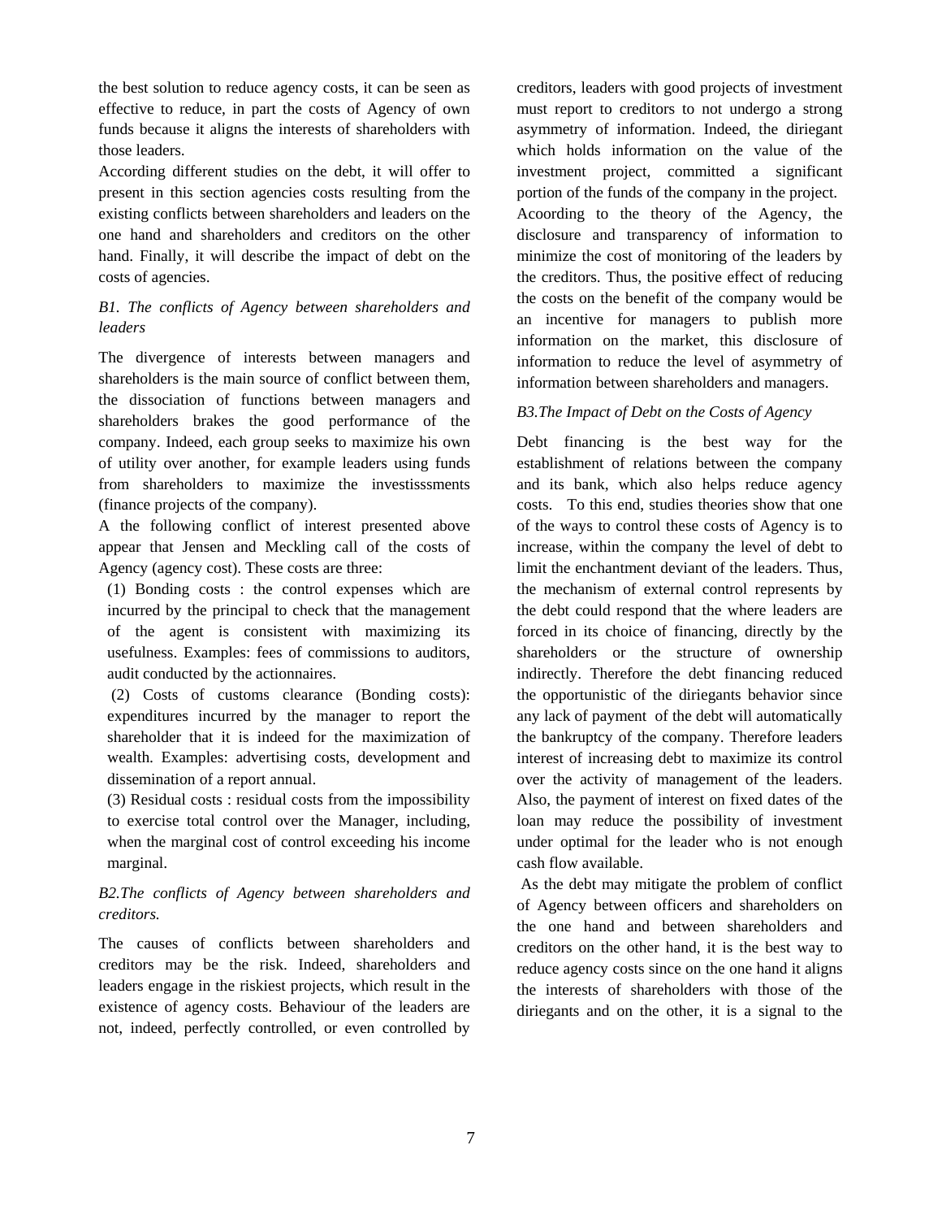the best solution to reduce agency costs, it can be seen as effective to reduce, in part the costs of Agency of own funds because it aligns the interests of shareholders with those leaders.

According different studies on the debt, it will offer to present in this section agencies costs resulting from the existing conflicts between shareholders and leaders on the one hand and shareholders and creditors on the other hand. Finally, it will describe the impact of debt on the costs of agencies.

*B1. The conflicts of Agency between shareholders and leaders*

The divergence of interests between managers and shareholders is the main source of conflict between them, the dissociation of functions between managers and shareholders brakes the good performance of the company. Indeed, each group seeks to maximize his own of utility over another, for example leaders using funds from shareholders to maximize the investisssments (finance projects of the company).

A the following conflict of interest presented above appear that Jensen and Meckling call of the costs of Agency (agency cost). These costs are three:

(1) Bonding costs : the control expenses which are incurred by the principal to check that the management of the agent is consistent with maximizing its usefulness. Examples: fees of commissions to auditors, audit conducted by the actionnaires.

(2) Costs of customs clearance (Bonding costs): expenditures incurred by the manager to report the shareholder that it is indeed for the maximization of wealth. Examples: advertising costs, development and dissemination of a report annual.

(3) Residual costs : residual costs from the impossibility to exercise total control over the Manager, including, when the marginal cost of control exceeding his income marginal.

*B2.The conflicts of Agency between shareholders and creditors.*

The causes of conflicts between shareholders and creditors may be the risk. Indeed, shareholders and leaders engage in the riskiest projects, which result in the existence of agency costs. Behaviour of the leaders are not, indeed, perfectly controlled, or even controlled by creditors, leaders with good projects of investment must report to creditors to not undergo a strong asymmetry of information. Indeed, the diriegant which holds information on the value of the investment project, committed a significant portion of the funds of the company in the project.

Acoording to the theory of the Agency, the disclosure and transparency of information to minimize the cost of monitoring of the leaders by the creditors. Thus, the positive effect of reducing the costs on the benefit of the company would be an incentive for managers to publish more information on the market, this disclosure of information to reduce the level of asymmetry of information between shareholders and managers.

*B3.The Impact of Debt on the Costs of Agency*

Debt financing is the best way for the establishment of relations between the company and its bank, which also helps reduce agency costs. To this end, studies theories show that one of the ways to control these costs of Agency is to increase, within the company the level of debt to limit the enchantment deviant of the leaders. Thus, the mechanism of external control represents by the debt could respond that the where leaders are forced in its choice of financing, directly by the shareholders or the structure of ownership indirectly. Therefore the debt financing reduced the opportunistic of the diriegants behavior since any lack of payment of the debt will automatically the bankruptcy of the company. Therefore leaders interest of increasing debt to maximize its control over the activity of management of the leaders. Also, the payment of interest on fixed dates of the loan may reduce the possibility of investment under optimal for the leader who is not enough cash flow available.

As the debt may mitigate the problem of conflict of Agency between officers and shareholders on the one hand and between shareholders and creditors on the other hand, it is the best way to reduce agency costs since on the one hand it aligns the interests of shareholders with those of the diriegants and on the other, it is a signal to the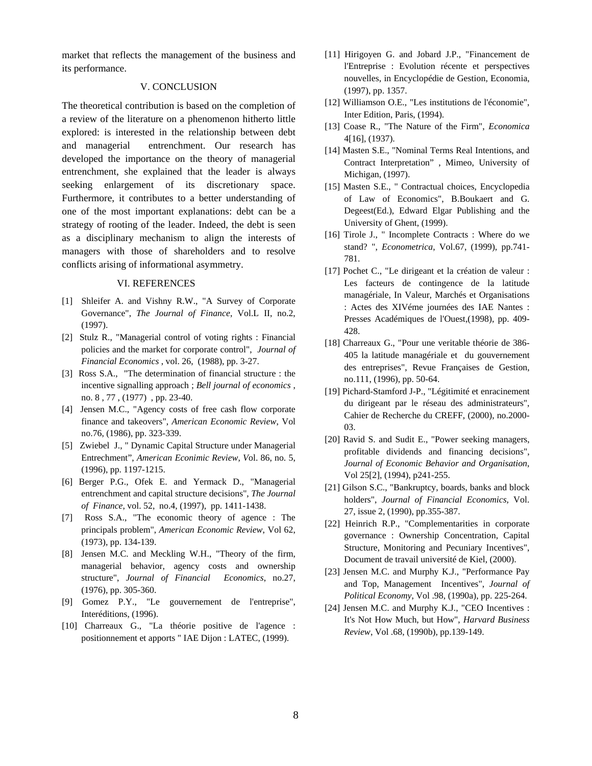market that reflects the management of the business and its performance.

## V. CONCLUSION

The theoretical contribution is based on the completion of a review of the literature on a phenomenon hitherto little explored: is interested in the relationship between debt and managerial entrenchment. Our research has developed the importance on the theory of managerial entrenchment, she explained that the leader is always seeking enlargement of its discretionary space. Furthermore, it contributes to a better understanding of one of the most important explanations: debt can be a strategy of rooting of the leader. Indeed, the debt is seen as a disciplinary mechanism to align the interests of managers with those of shareholders and to resolve conflicts arising of informational asymmetry.

## VI. REFERENCES

[1] Shleifer A. and Vishny R.W., "A Survey of Corporate Governance", *The Journal of Finance*, Vol.L II, no.2, (1997).

[2] Stulz R., "Managerial control of voting rights : Financial policies and the market for corporate control", *Journal of Financial Economics* , vol. 26, (1988), pp. 3-27.

[3] Ross S.A., "The determination of financial structure : the incentive signalling approach ; *Bell journal of economics* , no. 8 , 77 , (1977) , pp. 23-40.

[4] Jensen M.C., "Agency costs of free cash flow corporate finance and takeovers", *American Economic Review*, Vol no.76, (1986), pp. 323-339.

[5] Zwiebel J., " Dynamic Capital Structure under Managerial Entrechment", *American Econimic Review, V*ol. 86, no. 5, (1996), pp. 1197-1215.

[6] Berger P.G., Ofek E. and Yermack D., "Managerial entrenchment and capital structure decisions", *The Journal of Finance*, vol. 52, no.4, (1997), pp. 1411-1438.

[7] Ross S.A., "The economic theory of agence : The principals problem", *American Economic Review*, Vol 62, (1973), pp. 134-139.

[8] Jensen M.C. and Meckling W.H., "Theory of the firm, managerial behavior, agency costs and ownership structure", *Journal of Financial Economics*, no.27, (1976), pp. 305-360.

[9] Gomez P.Y., "Le gouvernement de l'entreprise", Interéditions, (1996).

[10] Charreaux G., "La théorie positive de l'agence : positionnement et apports " IAE Dijon : LATEC, (1999).

[11] Hirigoyen G. and Jobard J.P., "Financement de l'Entreprise : Evolution récente et perspectives nouvelles, in Encyclopédie de Gestion, Economia, (1997), pp. 1357.

[12] Williamson O.E., "Les institutions de l'économie", Inter Edition, Paris, (1994).

[13] Coase R., "The Nature of the Firm", *Economica* 4[16], (1937).

[14] Masten S.E., "Nominal Terms Real Intentions, and Contract Interpretation" , Mimeo, University of Michigan, (1997).

[15] Masten S.E., " Contractual choices, Encyclopedia of Law of Economics", B.Boukaert and G. Degeest(Ed.), Edward Elgar Publishing and the University of Ghent, (1999).

[16] Tirole J., " Incomplete Contracts : Where do we stand? ", *Econometrica*, Vol.67, (1999), pp.741-781.

[17] Pochet C., "Le dirigeant et la création de valeur : Les facteurs de contingence de la latitude managériale, In Valeur, Marchés et Organisations : Actes des XIVéme journées des IAE Nantes : Presses Académiques de l'Ouest,(1998), pp. 409-428.

[18] Charreaux G., "Pour une veritable théorie de 386-405 la latitude managériale et du gouvernement des entreprises", Revue Françaises de Gestion, no.111, (1996), pp. 50-64.

[19] Pichard-Stamford J-P., "Légitimité et enracinement du dirigeant par le réseau des administrateurs", Cahier de Recherche du CREFF, (2000), no.2000-03.

[20] Ravid S. and Sudit E., "Power seeking managers, profitable dividends and financing decisions", *Journal of Economic Behavior and Organisation*, Vol 25[2], (1994), p241-255.

[21] Gilson S.C., "Bankruptcy, boards, banks and block holders", *Journal of Financial Economics,* Vol. 27, issue 2, (1990), pp.355-387.

[22] Heinrich R.P., "Complementarities in corporate governance : Ownership Concentration, Capital Structure, Monitoring and Pecuniary Incentives", Document de travail université de Kiel, (2000).

[23] Jensen M.C. and Murphy K.J., "Performance Pay and Top, Management Incentives", *Journal of Political Economy*, Vol .98, (1990a), pp. 225-264.

[24] Jensen M.C. and Murphy K.J., "CEO Incentives : It's Not How Much, but How", *Harvard Business Review*, Vol .68, (1990b), pp.139-149.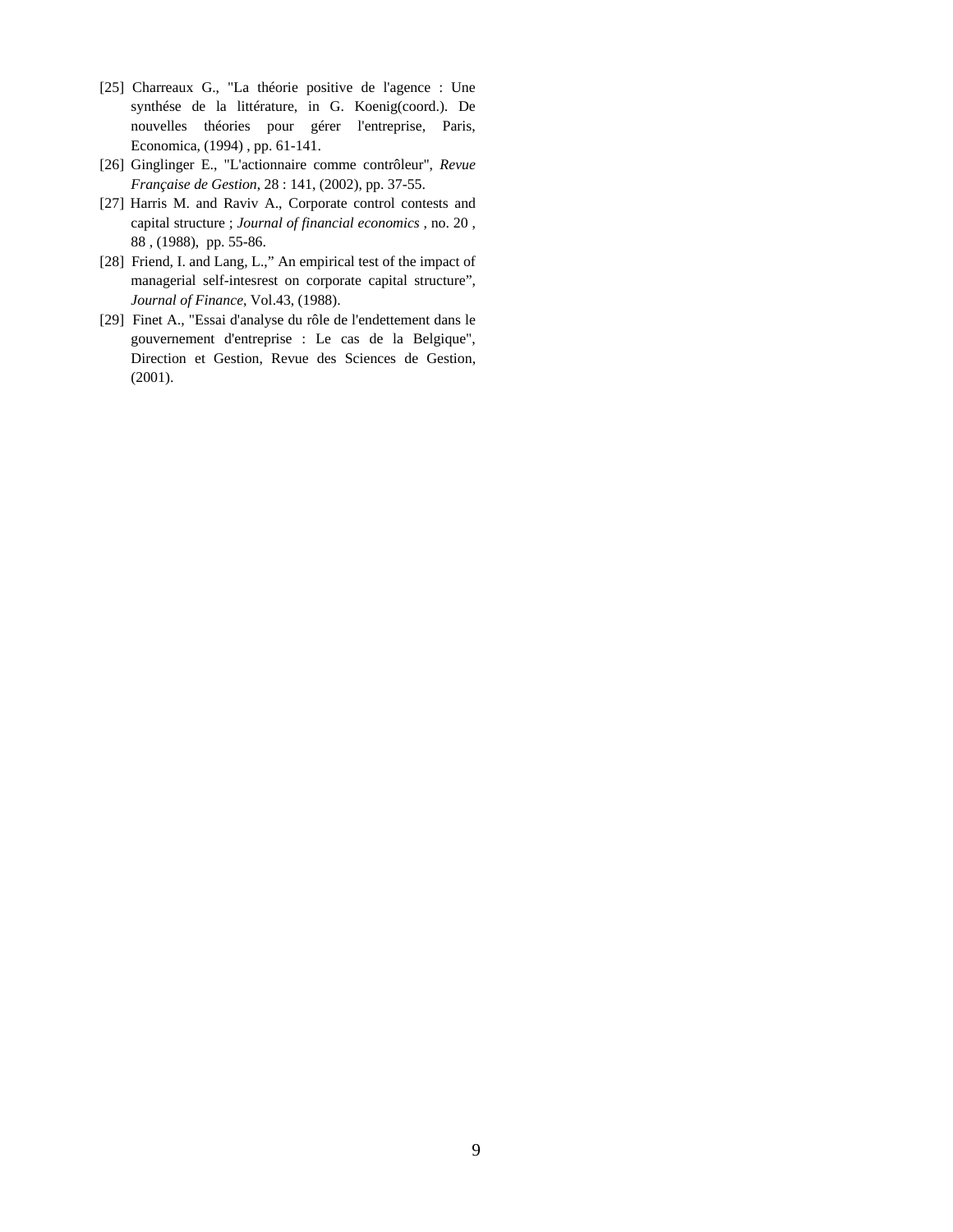[25] Charreaux G., "La théorie positive de l'agence : Une synthése de la littérature, in G. Koenig(coord.). De nouvelles théories pour gérer l'entreprise, Paris, Economica, (1994) , pp. 61-141.

[26] Ginglinger E., "L'actionnaire comme contrôleur", *Revue Française de Gestion*, 28 : 141, (2002), pp. 37-55.

[27] Harris M. and Raviv A., Corporate control contests and capital structure ; *Journal of financial economics* , no. 20 , 88 , (1988), pp. 55-86.

[28] Friend, I. and Lang, L.," An empirical test of the impact of managerial self-intesrest on corporate capital structure", *Journal of Finance*, Vol.43, (1988).

[29] Finet A., "Essai d'analyse du rôle de l'endettement dans le gouvernement d'entreprise : Le cas de la Belgique", Direction et Gestion, Revue des Sciences de Gestion, (2001).